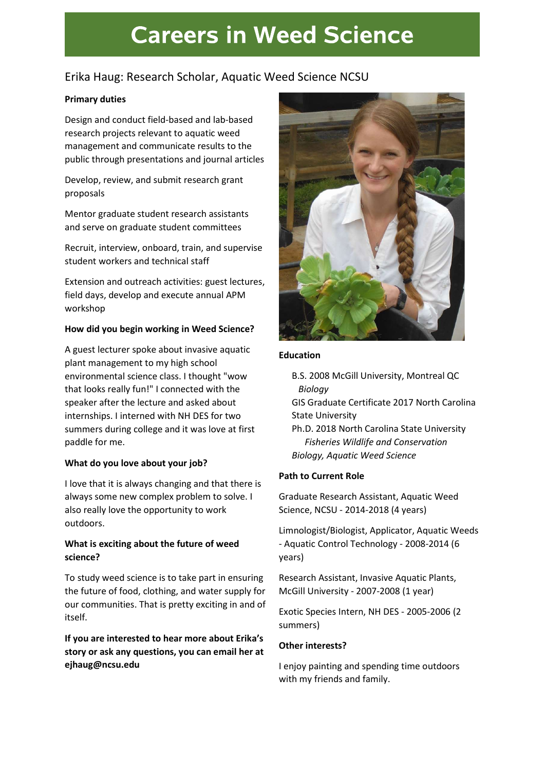# Careers in Weed Science

## Erika Haug: Research Scholar, Aquatic Weed Science NCSU

**Primary duties**

Design and conduct field-based and lab-based research projects relevant to aquatic weed management and communicate results to the public through presentations and journal articles

Develop, review, and submit research grant proposals

Mentor graduate student research assistants and serve on graduate student committees

Recruit, interview, onboard, train, and supervise student workers and technical staff

Extension and outreach activities: guest lectures, field days, develop and execute annual APM workshop

**How did you begin working in Weed Science?**

A guest lecturer spoke about invasive aquatic plant management to my high school environmental science class. I thought "wow that looks really fun!" I connected with the speaker after the lecture and asked about internships. I interned with NH DES for two summers during college and it was love at first paddle for me.

**What do you love about your job?**

I love that it is always changing and that there is always some new complex problem to solve. I also really love the opportunity to work outdoors.

**What is exciting about the future of weed science?**

To study weed science is to take part in ensuring the future of food, clothing, and water supply for our communities. That is pretty exciting in and of itself.

**If you are interested to hear more about Erika's story or ask any questions, you can email her at ejhaug@ncsu.edu**

**Education**

B.S. 2008 McGill University, Montreal QC
*Biology*
GIS Graduate Certificate 2017 North Carolina State University
Ph.D. 2018 North Carolina State University
*Fisheries Wildlife and Conservation Biology, Aquatic Weed Science*

**Path to Current Role**

Graduate Research Assistant, Aquatic Weed Science, NCSU - 2014-2018 (4 years)

Limnologist/Biologist, Applicator, Aquatic Weeds - Aquatic Control Technology - 2008-2014 (6 years)

Research Assistant, Invasive Aquatic Plants, McGill University - 2007-2008 (1 year)

Exotic Species Intern, NH DES - 2005-2006 (2 summers)

**Other interests?**

I enjoy painting and spending time outdoors with my friends and family.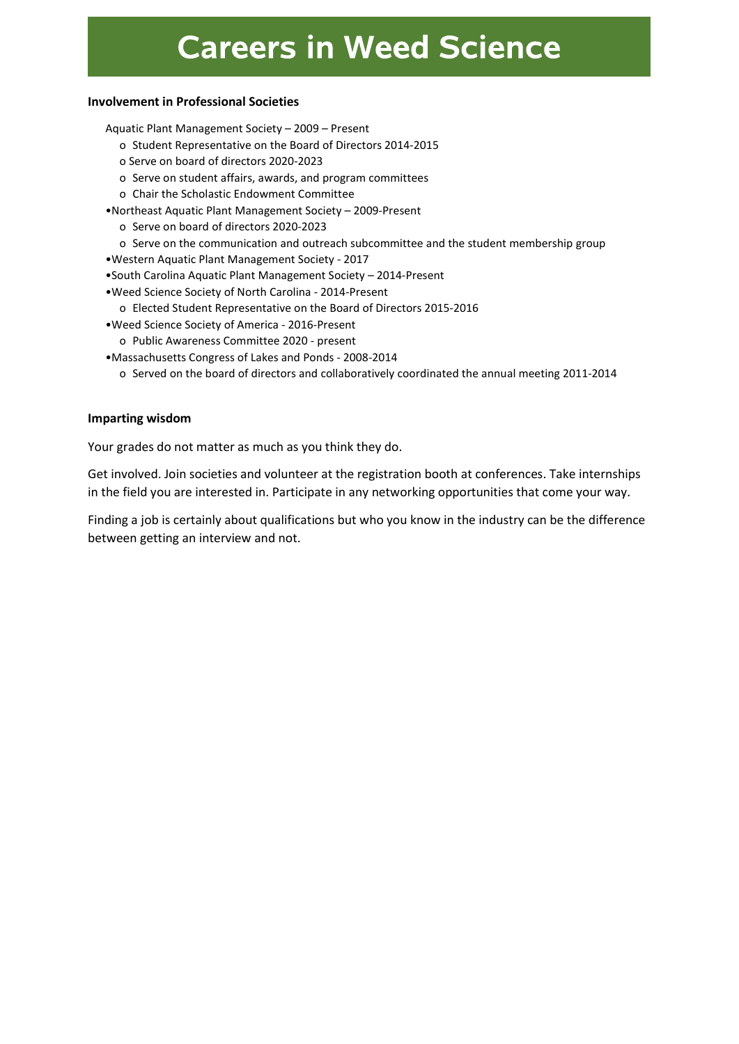# Careers in Weed Science

**Involvement in Professional Societies**

- Aquatic Plant Management Society – 2009 – Present
  - Student Representative on the Board of Directors 2014-2015
  - Serve on board of directors 2020-2023
  - Serve on student affairs, awards, and program committees
  - Chair the Scholastic Endowment Committee
- Northeast Aquatic Plant Management Society – 2009-Present
  - Serve on board of directors 2020-2023
  - Serve on the communication and outreach subcommittee and the student membership group
- Western Aquatic Plant Management Society - 2017
- South Carolina Aquatic Plant Management Society – 2014-Present
- Weed Science Society of North Carolina - 2014-Present
  - Elected Student Representative on the Board of Directors 2015-2016
- Weed Science Society of America - 2016-Present
  - Public Awareness Committee 2020 - present
- Massachusetts Congress of Lakes and Ponds - 2008-2014
  - Served on the board of directors and collaboratively coordinated the annual meeting 2011-2014

**Imparting wisdom**

Your grades do not matter as much as you think they do.

Get involved. Join societies and volunteer at the registration booth at conferences. Take internships in the field you are interested in. Participate in any networking opportunities that come your way.

Finding a job is certainly about qualifications but who you know in the industry can be the difference between getting an interview and not.